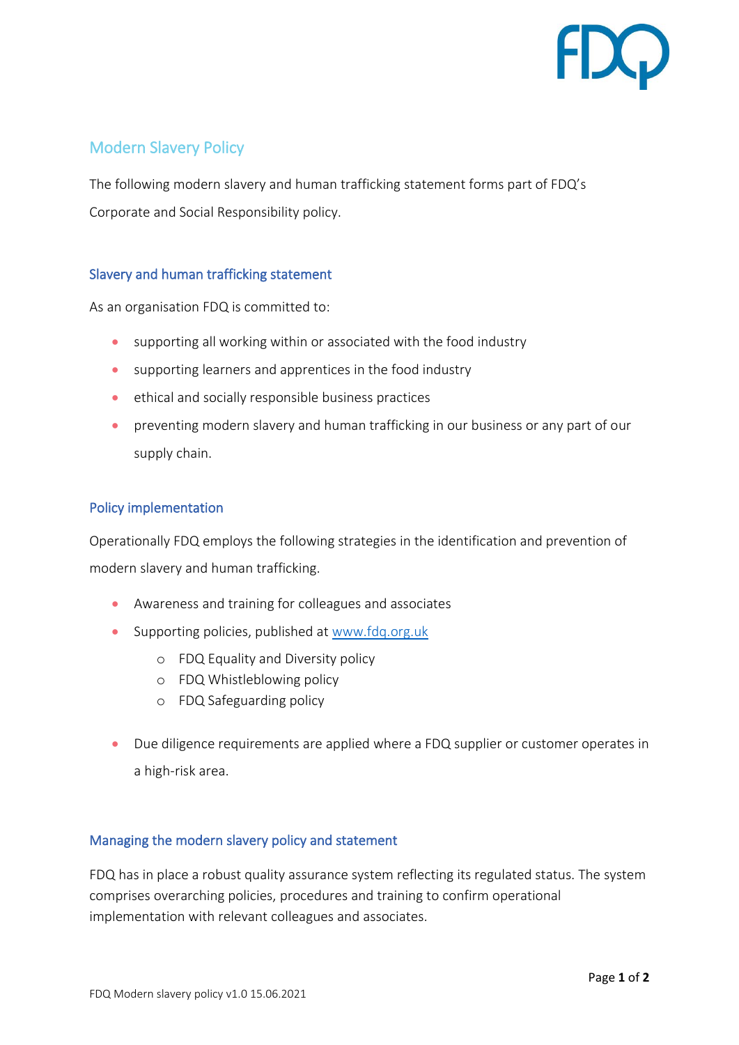# Modern Slavery Policy

The following modern slavery and human trafficking statement forms part of FDQ's Corporate and Social Responsibility policy.

## Slavery and human trafficking statement

As an organisation FDQ is committed to:

- supporting all working within or associated with the food industry
- supporting learners and apprentices in the food industry
- ethical and socially responsible business practices
- preventing modern slavery and human trafficking in our business or any part of our supply chain.

## Policy implementation

Operationally FDQ employs the following strategies in the identification and prevention of modern slavery and human trafficking.

- Awareness and training for colleagues and associates
- Supporting policies, published at [www.fdq.org.uk](http://www.fdq.org.uk)
  - FDQ Equality and Diversity policy
  - FDQ Whistleblowing policy
  - FDQ Safeguarding policy
- Due diligence requirements are applied where a FDQ supplier or customer operates in a high-risk area.

## Managing the modern slavery policy and statement

FDQ has in place a robust quality assurance system reflecting its regulated status. The system comprises overarching policies, procedures and training to confirm operational implementation with relevant colleagues and associates.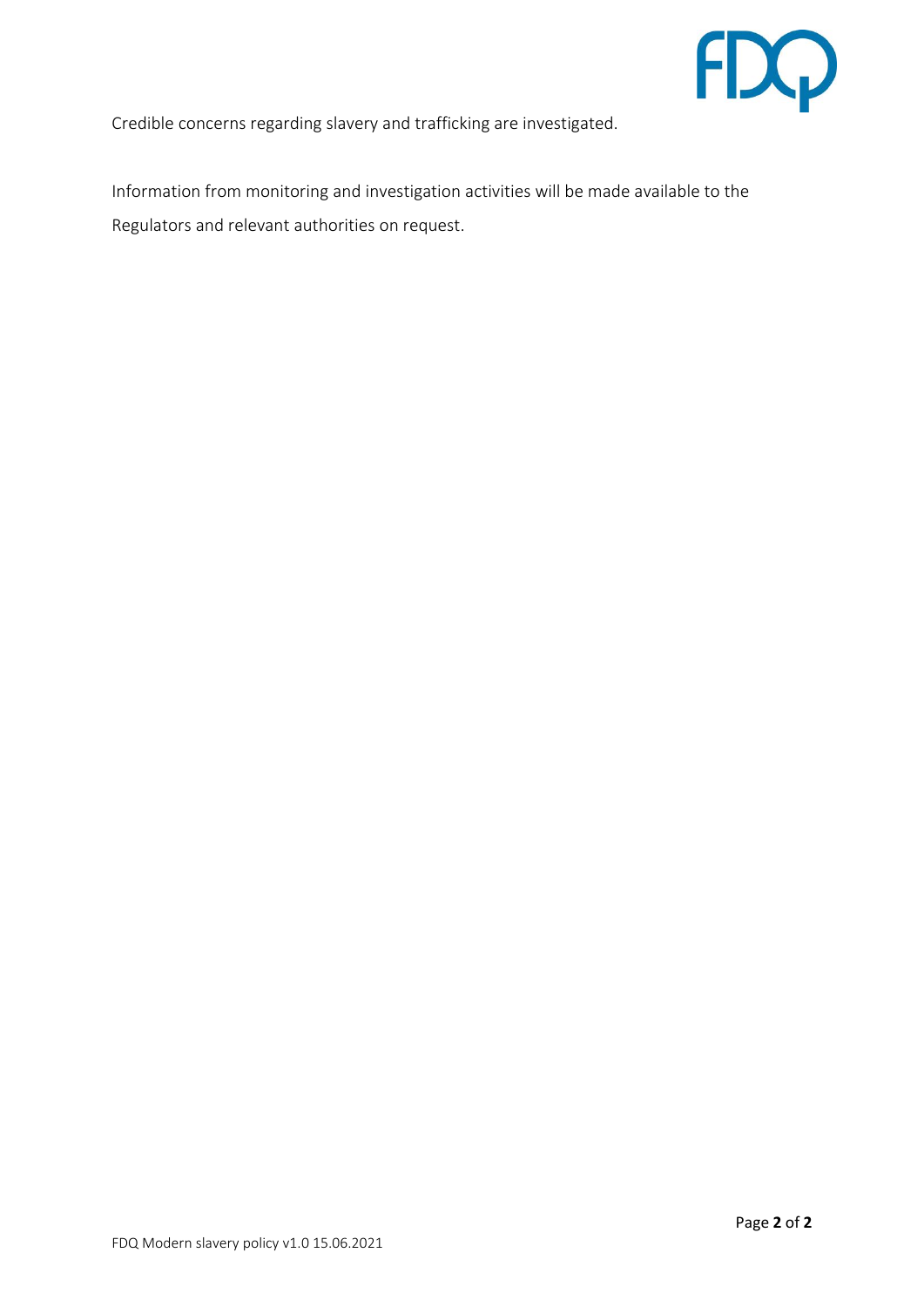Credible concerns regarding slavery and trafficking are investigated.

Information from monitoring and investigation activities will be made available to the Regulators and relevant authorities on request.